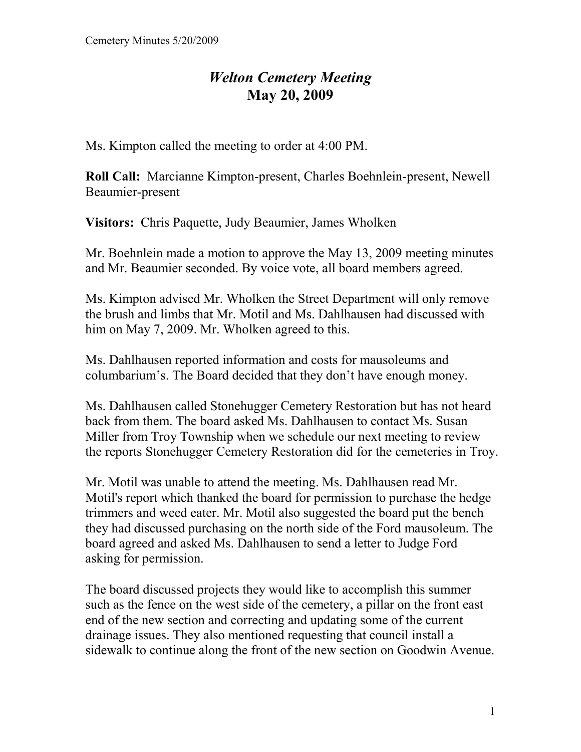# *Welton Cemetery Meeting*
## **May 20, 2009**

Ms. Kimpton called the meeting to order at 4:00 PM.

**Roll Call:** Marcianne Kimpton-present, Charles Boehnlein-present, Newell Beaumier-present

**Visitors:** Chris Paquette, Judy Beaumier, James Wholken

Mr. Boehnlein made a motion to approve the May 13, 2009 meeting minutes and Mr. Beaumier seconded. By voice vote, all board members agreed.

Ms. Kimpton advised Mr. Wholken the Street Department will only remove the brush and limbs that Mr. Motil and Ms. Dahlhausen had discussed with him on May 7, 2009. Mr. Wholken agreed to this.

Ms. Dahlhausen reported information and costs for mausoleums and columbarium's. The Board decided that they don't have enough money.

Ms. Dahlhausen called Stonehugger Cemetery Restoration but has not heard back from them. The board asked Ms. Dahlhausen to contact Ms. Susan Miller from Troy Township when we schedule our next meeting to review the reports Stonehugger Cemetery Restoration did for the cemeteries in Troy.

Mr. Motil was unable to attend the meeting. Ms. Dahlhausen read Mr. Motil's report which thanked the board for permission to purchase the hedge trimmers and weed eater. Mr. Motil also suggested the board put the bench they had discussed purchasing on the north side of the Ford mausoleum. The board agreed and asked Ms. Dahlhausen to send a letter to Judge Ford asking for permission.

The board discussed projects they would like to accomplish this summer such as the fence on the west side of the cemetery, a pillar on the front east end of the new section and correcting and updating some of the current drainage issues. They also mentioned requesting that council install a sidewalk to continue along the front of the new section on Goodwin Avenue.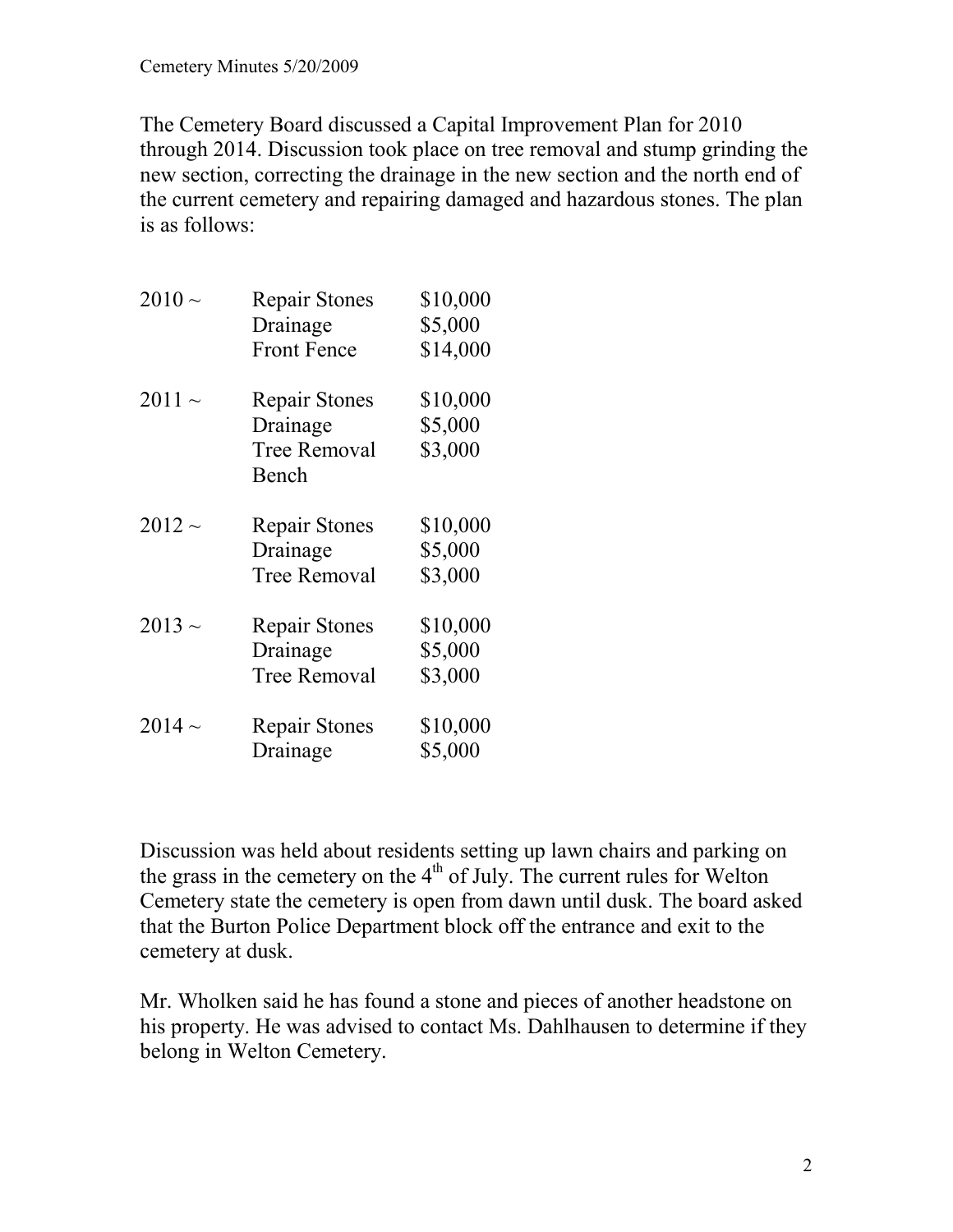The Cemetery Board discussed a Capital Improvement Plan for 2010 through 2014. Discussion took place on tree removal and stump grinding the new section, correcting the drainage in the new section and the north end of the current cemetery and repairing damaged and hazardous stones. The plan is as follows:

| Year | Item | Amount |
|---|---|---|
| 2010 ~ | Repair Stones | \$10,000 |
| | Drainage | \$5,000 |
| | Front Fence | \$14,000 |
| 2011 ~ | Repair Stones | \$10,000 |
| | Drainage | \$5,000 |
| | Tree Removal | \$3,000 |
| | Bench | |
| 2012 ~ | Repair Stones | \$10,000 |
| | Drainage | \$5,000 |
| | Tree Removal | \$3,000 |
| 2013 ~ | Repair Stones | \$10,000 |
| | Drainage | \$5,000 |
| | Tree Removal | \$3,000 |
| 2014 ~ | Repair Stones | \$10,000 |
| | Drainage | \$5,000 |

Discussion was held about residents setting up lawn chairs and parking on the grass in the cemetery on the 4th of July. The current rules for Welton Cemetery state the cemetery is open from dawn until dusk. The board asked that the Burton Police Department block off the entrance and exit to the cemetery at dusk.

Mr. Wholken said he has found a stone and pieces of another headstone on his property. He was advised to contact Ms. Dahlhausen to determine if they belong in Welton Cemetery.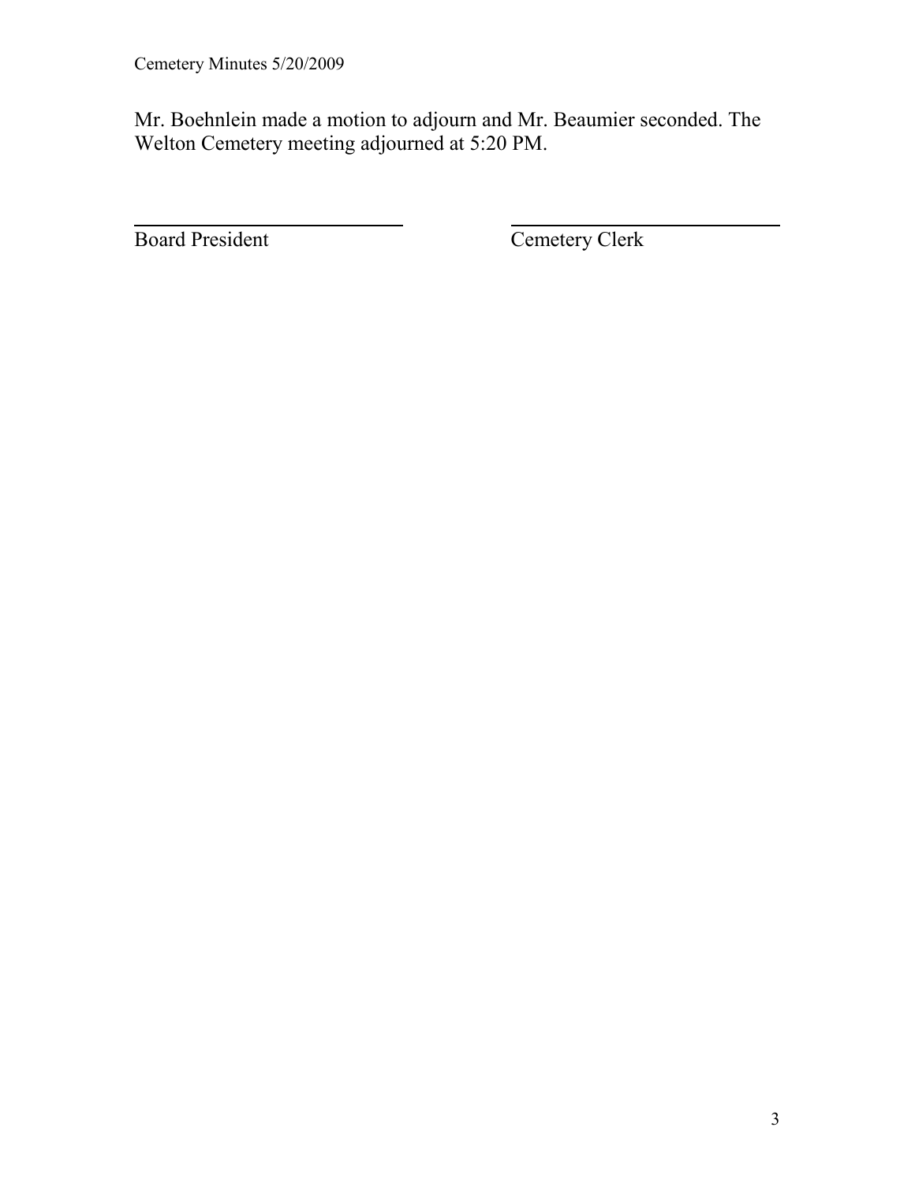Mr. Boehnlein made a motion to adjourn and Mr. Beaumier seconded. The Welton Cemetery meeting adjourned at 5:20 PM.

| | |
|---|---|
| Board President | Cemetery Clerk |